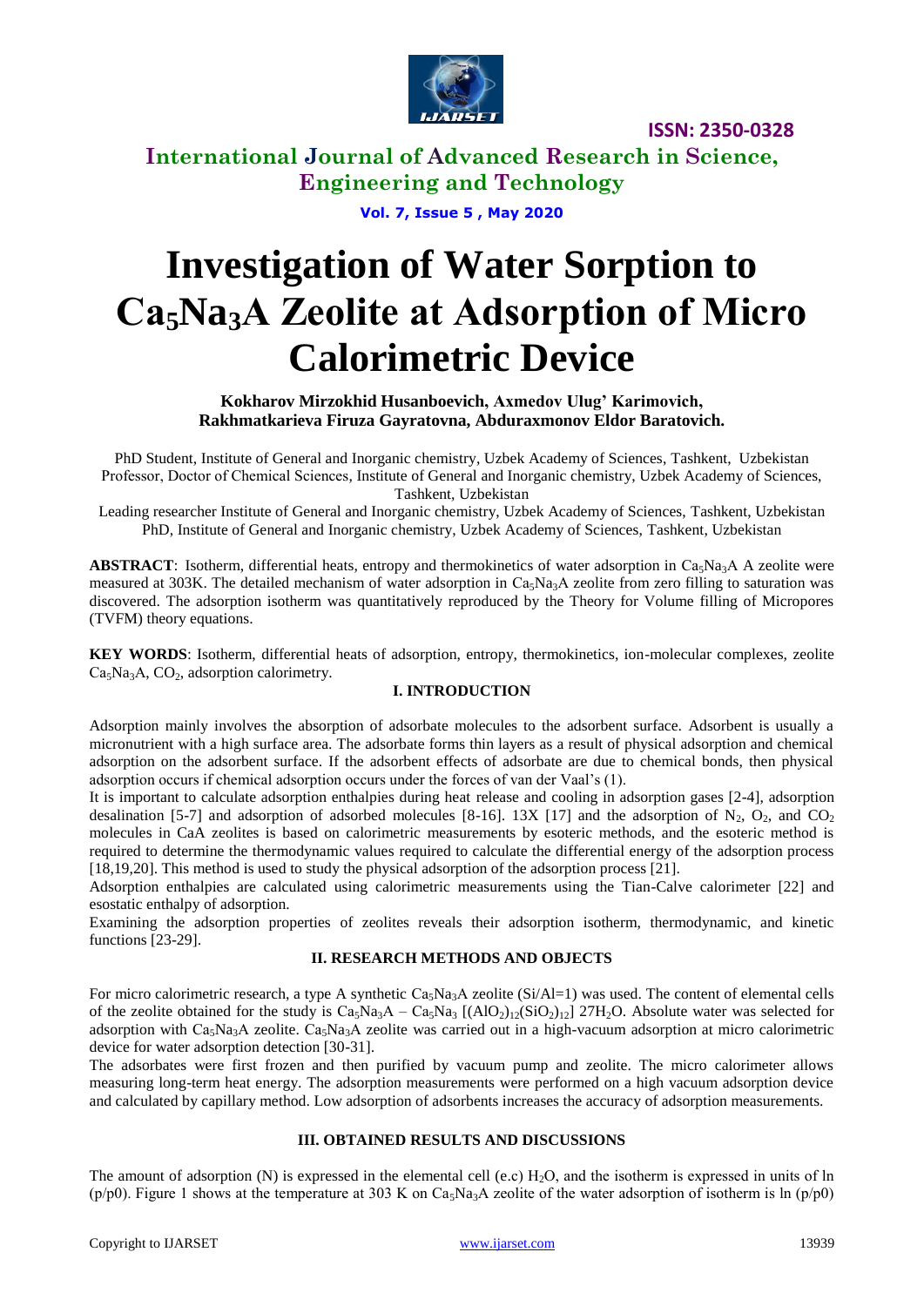# Investigation of Water Sorption to $Ca_5Na_3A$ Zeolite at Adsorption of Micro Calorimetric Device

**Kokharov Mirzokhid Husanboevich, Axmedov Ulug' Karimovich, Rakhmatkarieva Firuza Gayratovna, Abduraxmonov Eldor Baratovich.**

PhD Student, Institute of General and Inorganic chemistry, Uzbek Academy of Sciences, Tashkent, Uzbekistan
Professor, Doctor of Chemical Sciences, Institute of General and Inorganic chemistry, Uzbek Academy of Sciences, Tashkent, Uzbekistan
Leading researcher Institute of General and Inorganic chemistry, Uzbek Academy of Sciences, Tashkent, Uzbekistan
PhD, Institute of General and Inorganic chemistry, Uzbek Academy of Sciences, Tashkent, Uzbekistan

**ABSTRACT**: Isotherm, differential heats, entropy and thermokinetics of water adsorption in $Ca_5Na_3A$ A zeolite were measured at 303K. The detailed mechanism of water adsorption in $Ca_5Na_3A$ zeolite from zero filling to saturation was discovered. The adsorption isotherm was quantitatively reproduced by the Theory for Volume filling of Micropores (TVFM) theory equations.

**KEY WORDS**: Isotherm, differential heats of adsorption, entropy, thermokinetics, ion-molecular complexes, zeolite $Ca_5Na_3A$, $CO_2$, adsorption calorimetry.

## I. INTRODUCTION

Adsorption mainly involves the absorption of adsorbate molecules to the adsorbent surface. Adsorbent is usually a micronutrient with a high surface area. The adsorbate forms thin layers as a result of physical adsorption and chemical adsorption on the adsorbent surface. If the adsorbent effects of adsorbate are due to chemical bonds, then physical adsorption occurs if chemical adsorption occurs under the forces of van der Vaal's (1).

It is important to calculate adsorption enthalpies during heat release and cooling in adsorption gases [2-4], adsorption desalination [5-7] and adsorption of adsorbed molecules [8-16]. 13X [17] and the adsorption of $N_2$, $O_2$, and $CO_2$ molecules in CaA zeolites is based on calorimetric measurements by esoteric methods, and the esoteric method is required to determine the thermodynamic values required to calculate the differential energy of the adsorption process [18,19,20]. This method is used to study the physical adsorption of the adsorption process [21].

Adsorption enthalpies are calculated using calorimetric measurements using the Tian-Calve calorimeter [22] and esostatic enthalpy of adsorption.

Examining the adsorption properties of zeolites reveals their adsorption isotherm, thermodynamic, and kinetic functions [23-29].

## II. RESEARCH METHODS AND OBJECTS

For micro calorimetric research, a type A synthetic $Ca_5Na_3A$ zeolite (Si/Al=1) was used. The content of elemental cells of the zeolite obtained for the study is $Ca_5Na_3A$ – $Ca_5Na_3$ $[(AlO_2)_{12}(SiO_2)_{12}]$ $27H_2O$. Absolute water was selected for adsorption with $Ca_5Na_3A$ zeolite. $Ca_5Na_3A$ zeolite was carried out in a high-vacuum adsorption at micro calorimetric device for water adsorption detection [30-31].

The adsorbates were first frozen and then purified by vacuum pump and zeolite. The micro calorimeter allows measuring long-term heat energy. The adsorption measurements were performed on a high vacuum adsorption device and calculated by capillary method. Low adsorption of adsorbents increases the accuracy of adsorption measurements.

## III. OBTAINED RESULTS AND DISCUSSIONS

The amount of adsorption (N) is expressed in the elemental cell (e.c) $H_2O$, and the isotherm is expressed in units of ln (p/p0). Figure 1 shows at the temperature at 303 K on $Ca_5Na_3A$ zeolite of the water adsorption of isotherm is ln (p/p0)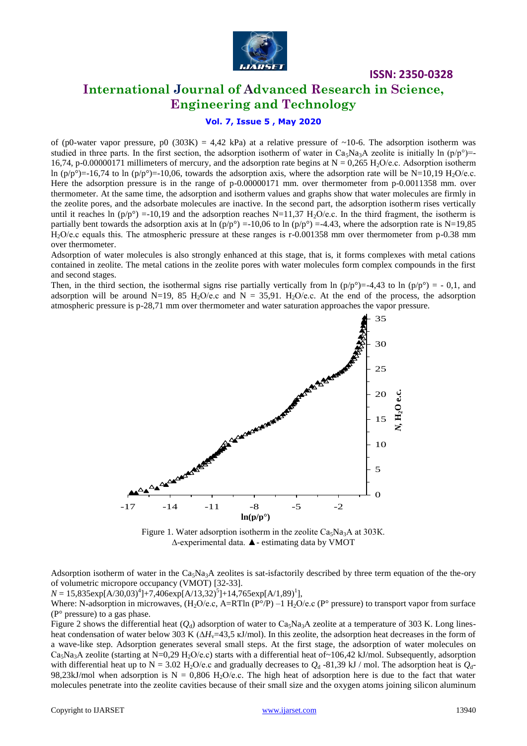of (p0-water vapor pressure, p0 (303K) = 4,42 kPa) at a relative pressure of ~10-6. The adsorption isotherm was studied in three parts. In the first section, the adsorption isotherm of water in $Ca_5Na_3A$ zeolite is initially ln (p/p°)=-16,74, p-0.00000171 millimeters of mercury, and the adsorption rate begins at N = 0,265 $H_2O$/e.c. Adsorption isotherm ln (p/p°)=-16,74 to ln (p/p°)=-10,06, towards the adsorption axis, where the adsorption rate will be N=10,19 $H_2O$/e.c. Here the adsorption pressure is in the range of p-0.00000171 mm. over thermometer from p-0.0011358 mm. over thermometer. At the same time, the adsorption and isotherm values and graphs show that water molecules are firmly in the zeolite pores, and the adsorbate molecules are inactive. In the second part, the adsorption isotherm rises vertically until it reaches ln (p/p°) =-10,19 and the adsorption reaches N=11,37 $H_2O$/e.c. In the third fragment, the isotherm is partially bent towards the adsorption axis at ln (p/p°) =-10,06 to ln (p/p°) =-4.43, where the adsorption rate is N=19,85 $H_2O$/e.c equals this. The atmospheric pressure at these ranges is r-0.001358 mm over thermometer from p-0.38 mm over thermometer.

Adsorption of water molecules is also strongly enhanced at this stage, that is, it forms complexes with metal cations contained in zeolite. The metal cations in the zeolite pores with water molecules form complex compounds in the first and second stages.

Then, in the third section, the isothermal signs rise partially vertically from ln (p/p°)=-4,43 to ln (p/p°) = - 0,1, and adsorption will be around N=19, 85 $H_2O$/e.c and N = 35,91. $H_2O$/e.c. At the end of the process, the adsorption atmospheric pressure is p-28,71 mm over thermometer and water saturation approaches the vapor pressure.

Figure 1. Water adsorption isotherm in the zeolite $Ca_5Na_3A$ at 303K.
Δ-experimental data. ▲- estimating data by VMOT

Adsorption isotherm of water in the $Ca_5Na_3A$ zeolites is sat-isfactorily described by three term equation of the the-ory of volumetric micropore occupancy (VMOT) [32-33].

$N = 15{,}835\exp[A/30{,}03)^4]+7{,}406\exp[A/13{,}32)^5]+14{,}765\exp[A/1{,}89)^1]$,

Where: N-adsorption in microwaves, ($H_2O$/e.c, A=RTln (P°/P) –1 $H_2O$/e.c (P° pressure) to transport vapor from surface (P° pressure) to a gas phase.

Figure 2 shows the differential heat ($Q_d$) adsorption of water to $Ca_5Na_3A$ zeolite at a temperature of 303 K. Long lines-heat condensation of water below 303 K ($\Delta H_v$=43,5 кJ/mol). In this zeolite, the adsorption heat decreases in the form of a wave-like step. Adsorption generates several small steps. At the first stage, the adsorption of water molecules on $Ca_5Na_3A$ zeolite (starting at N=0,29 $H_2O$/e.c) starts with a differential heat of~106,42 kJ/mol. Subsequently, adsorption with differential heat up to N = 3.02 $H_2O$/e.c and gradually decreases to $Q_d$ -81,39 kJ / mol. The adsorption heat is $Q_d$-98,23kJ/mol when adsorption is N = 0,806 $H_2O$/e.c. The high heat of adsorption here is due to the fact that water molecules penetrate into the zeolite cavities because of their small size and the oxygen atoms joining silicon aluminum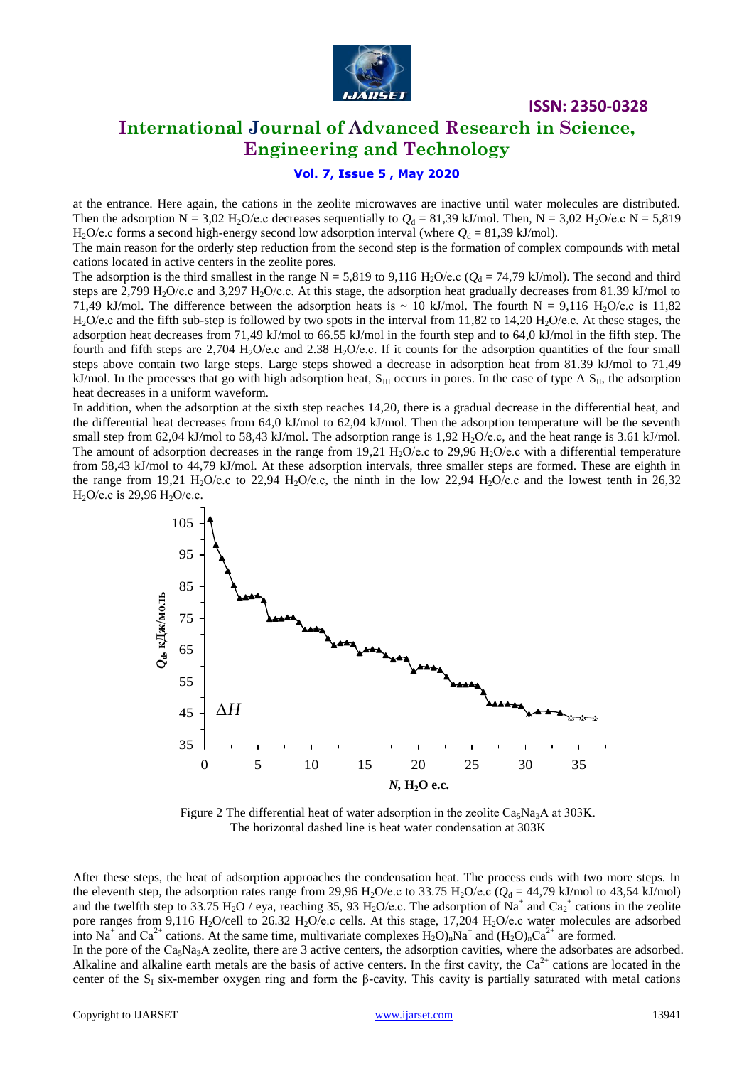at the entrance. Here again, the cations in the zeolite microwaves are inactive until water molecules are distributed. Then the adsorption N = 3,02 $H_2O$/e.c decreases sequentially to $Q_d$ = 81,39 kJ/mol. Then, N = 3,02 $H_2O$/e.c N = 5,819 $H_2O$/e.c forms a second high-energy second low adsorption interval (where $Q_d$ = 81,39 kJ/mol).

The main reason for the orderly step reduction from the second step is the formation of complex compounds with metal cations located in active centers in the zeolite pores.

The adsorption is the third smallest in the range N = 5,819 to 9,116 $H_2O$/e.c ($Q_d$ = 74,79 kJ/mol). The second and third steps are 2,799 $H_2O$/e.c and 3,297 $H_2O$/e.c. At this stage, the adsorption heat gradually decreases from 81.39 kJ/mol to 71,49 kJ/mol. The difference between the adsorption heats is ~ 10 kJ/mol. The fourth N = 9,116 $H_2O$/e.c is 11,82 $H_2O$/e.c and the fifth sub-step is followed by two spots in the interval from 11,82 to 14,20 $H_2O$/e.c. At these stages, the adsorption heat decreases from 71,49 kJ/mol to 66.55 kJ/mol in the fourth step and to 64,0 kJ/mol in the fifth step. The fourth and fifth steps are 2,704 $H_2O$/e.c and 2.38 $H_2O$/e.c. If it counts for the adsorption quantities of the four small steps above contain two large steps. Large steps showed a decrease in adsorption heat from 81.39 kJ/mol to 71,49 kJ/mol. In the processes that go with high adsorption heat, $S_{III}$ occurs in pores. In the case of type A $S_{II}$, the adsorption heat decreases in a uniform waveform.

In addition, when the adsorption at the sixth step reaches 14,20, there is a gradual decrease in the differential heat, and the differential heat decreases from 64,0 kJ/mol to 62,04 kJ/mol. Then the adsorption temperature will be the seventh small step from 62,04 kJ/mol to 58,43 kJ/mol. The adsorption range is 1,92 $H_2O$/e.c, and the heat range is 3.61 kJ/mol. The amount of adsorption decreases in the range from 19,21 $H_2O$/e.c to 29,96 $H_2O$/e.c with a differential temperature from 58,43 kJ/mol to 44,79 kJ/mol. At these adsorption intervals, three smaller steps are formed. These are eighth in the range from 19,21 $H_2O$/e.c to 22,94 $H_2O$/e.c, the ninth in the low 22,94 $H_2O$/e.c and the lowest tenth in 26,32 $H_2O$/e.c is 29,96 $H_2O$/e.c.

Figure 2 The differential heat of water adsorption in the zeolite $Ca_5Na_3A$ at 303K. The horizontal dashed line is heat water condensation at 303K

After these steps, the heat of adsorption approaches the condensation heat. The process ends with two more steps. In the eleventh step, the adsorption rates range from 29,96 $H_2O$/e.c to 33.75 $H_2O$/e.c ($Q_d$ = 44,79 kJ/mol to 43,54 kJ/mol) and the twelfth step to 33.75 $H_2O$ / eya, reaching 35, 93 $H_2O$/e.c. The adsorption of $Na^+$ and $Ca_2^+$ cations in the zeolite pore ranges from 9,116 $H_2O$/cell to 26.32 $H_2O$/e.c cells. At this stage, 17,204 $H_2O$/e.c water molecules are adsorbed into $Na^+$ and $Ca^{2+}$ cations. At the same time, multivariate complexes $H_2O)_nNa^+$ and $(H_2O)_nCa^{2+}$ are formed.

In the pore of the $Ca_5Na_3A$ zeolite, there are 3 active centers, the adsorption cavities, where the adsorbates are adsorbed. Alkaline and alkaline earth metals are the basis of active centers. In the first cavity, the $Ca^{2+}$ cations are located in the center of the $S_I$ six-member oxygen ring and form the β-cavity. This cavity is partially saturated with metal cations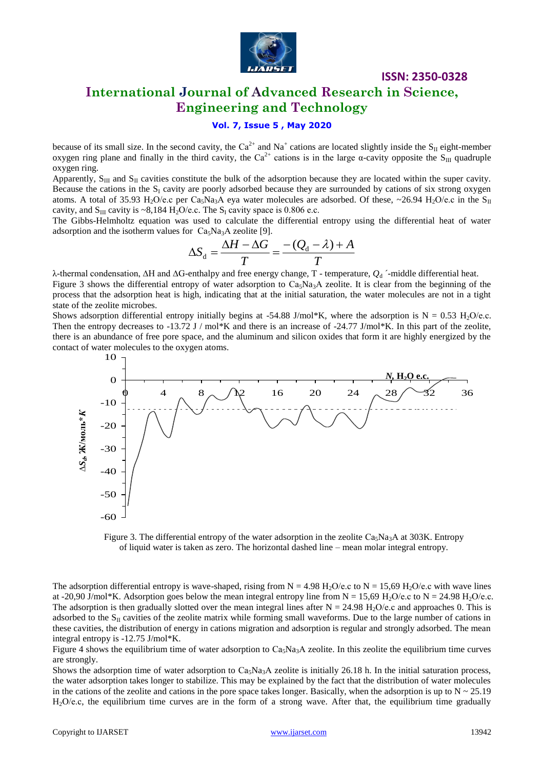because of its small size. In the second cavity, the $Ca^{2+}$ and $Na^{+}$ cations are located slightly inside the $S_{II}$ eight-member oxygen ring plane and finally in the third cavity, the $Ca^{2+}$ cations is in the large α-cavity opposite the $S_{III}$ quadruple oxygen ring.

Apparently, $S_{III}$ and $S_{II}$ cavities constitute the bulk of the adsorption because they are located within the super cavity. Because the cations in the $S_I$ cavity are poorly adsorbed because they are surrounded by cations of six strong oxygen atoms. A total of 35.93 $H_2O$/e.c per $Ca_5Na_3A$ eya water molecules are adsorbed. Of these, ~26.94 $H_2O$/e.c in the $S_{II}$ cavity, and $S_{III}$ cavity is ~8,184 $H_2O$/e.c. The $S_I$ cavity space is 0.806 e.c.

The Gibbs-Helmholtz equation was used to calculate the differential entropy using the differential heat of water adsorption and the isotherm values for $Ca_5Na_3A$ zeolite [9].

$$\Delta S_{\text{d}} = \frac{\Delta H - \Delta G}{T} = \frac{-(Q_{\text{d}} - \lambda) + A}{T}$$

λ-thermal condensation, ΔH and ΔG-enthalpy and free energy change, T - temperature, $Q_d{'}$-middle differential heat.

Figure 3 shows the differential entropy of water adsorption to $Ca_5Na_3A$ zeolite. It is clear from the beginning of the process that the adsorption heat is high, indicating that at the initial saturation, the water molecules are not in a tight state of the zeolite microbes.

Shows adsorption differential entropy initially begins at -54.88 J/mol*K, where the adsorption is N = 0.53 $H_2O$/e.c. Then the entropy decreases to -13.72 J / mol*K and there is an increase of -24.77 J/mol*K. In this part of the zeolite, there is an abundance of free pore space, and the aluminum and silicon oxides that form it are highly energized by the contact of water molecules to the oxygen atoms.

Figure 3. The differential entropy of the water adsorption in the zeolite $Ca_5Na_3A$ at 303K. Entropy of liquid water is taken as zero. The horizontal dashed line – mean molar integral entropy.

The adsorption differential entropy is wave-shaped, rising from N = 4.98 $H_2O$/e.c to N = 15,69 $H_2O$/e.c with wave lines at -20,90 J/mol*K. Adsorption goes below the mean integral entropy line from N = 15,69 $H_2O$/e.c to N = 24.98 $H_2O$/e.c. The adsorption is then gradually slotted over the mean integral lines after N = 24.98 $H_2O$/e.c and approaches 0. This is adsorbed to the $S_{II}$ cavities of the zeolite matrix while forming small waveforms. Due to the large number of cations in these cavities, the distribution of energy in cations migration and adsorption is regular and strongly adsorbed. The mean integral entropy is -12.75 J/mol*K.

Figure 4 shows the equilibrium time of water adsorption to $Ca_5Na_3A$ zeolite. In this zeolite the equilibrium time curves are strongly.

Shows the adsorption time of water adsorption to $Ca_5Na_3A$ zeolite is initially 26.18 h. In the initial saturation process, the water adsorption takes longer to stabilize. This may be explained by the fact that the distribution of water molecules in the cations of the zeolite and cations in the pore space takes longer. Basically, when the adsorption is up to N ~ 25.19 $H_2O$/e.c, the equilibrium time curves are in the form of a strong wave. After that, the equilibrium time gradually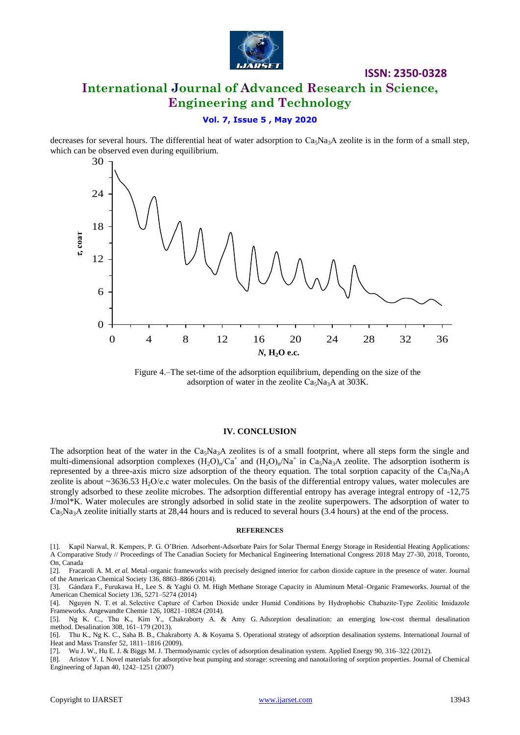decreases for several hours. The differential heat of water adsorption to $Ca_5Na_3A$ zeolite is in the form of a small step, which can be observed even during equilibrium.

Figure 4.–The set-time of the adsorption equilibrium, depending on the size of the adsorption of water in the zeolite $Ca_5Na_3A$ at 303K.

## IV. CONCLUSION

The adsorption heat of the water in the $Ca_5Na_3A$ zeolites is of a small footprint, where all steps form the single and multi-dimensional adsorption complexes $(H_2O)_n/Ca^+$ and $(H_2O)_n/Na^+$ in $Ca_5Na_3A$ zeolite. The adsorption isotherm is represented by a three-axis micro size adsorption of the theory equation. The total sorption capacity of the $Ca_5Na_3A$ zeolite is about ~3636.53 $H_2O$/e.c water molecules. On the basis of the differential entropy values, water molecules are strongly adsorbed to these zeolite microbes. The adsorption differential entropy has average integral entropy of -12,75 J/mol*K. Water molecules are strongly adsorbed in solid state in the zeolite superpowers. The adsorption of water to $Ca_5Na_3A$ zeolite initially starts at 28,44 hours and is reduced to several hours (3.4 hours) at the end of the process.

### REFERENCES

[1]. Kapil Narwal, R. Kempers, P. G. O'Brien. Adsorbent-Adsorbate Pairs for Solar Thermal Energy Storage in Residential Heating Applications: A Comparative Study // Proceedings of The Canadian Society for Mechanical Engineering International Congress 2018 May 27-30, 2018, Toronto, On, Canada

[2]. Fracaroli A. M. *et al.* Metal–organic frameworks with precisely designed interior for carbon dioxide capture in the presence of water. Journal of the American Chemical Society 136, 8863–8866 (2014).

[3]. Gándara F., Furukawa H., Lee S. & Yaghi O. M. High Methane Storage Capacity in Aluminum Metal–Organic Frameworks. Journal of the American Chemical Society 136, 5271–5274 (2014)

[4]. Nguyen N. T. et al. Selective Capture of Carbon Dioxide under Humid Conditions by Hydrophobic Chabazite-Type Zeolitic Imidazole Frameworks. Angewandte Chemie 126, 10821–10824 (2014).

[5]. Ng K. C., Thu K., Kim Y., Chakraborty A. & Amy G. Adsorption desalination: an emerging low-cost thermal desalination method. Desalination 308, 161–179 (2013).

[6]. Thu K., Ng K. C., Saha B. B., Chakraborty A. & Koyama S. Operational strategy of adsorption desalination systems. International Journal of Heat and Mass Transfer 52, 1811–1816 (2009).

[7]. Wu J. W., Hu E. J. & Biggs M. J. Thermodynamic cycles of adsorption desalination system. Applied Energy 90, 316–322 (2012).

[8]. Aristov Y. I. Novel materials for adsorptive heat pumping and storage: screening and nanotailoring of sorption properties. Journal of Chemical Engineering of Japan 40, 1242–1251 (2007)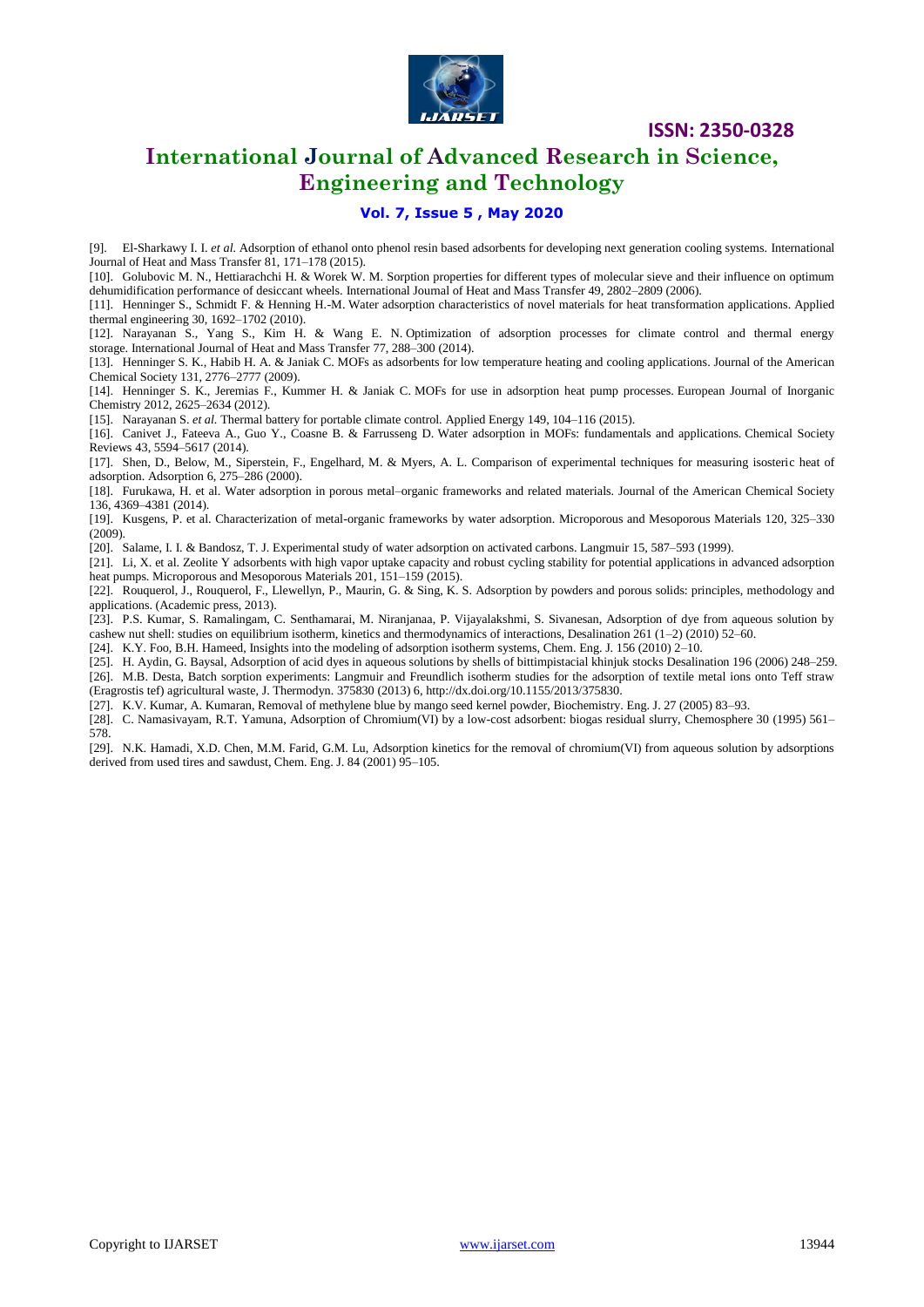[9]. El-Sharkawy I. I. *et al.* Adsorption of ethanol onto phenol resin based adsorbents for developing next generation cooling systems. International Journal of Heat and Mass Transfer 81, 171–178 (2015).

[10]. Golubovic M. N., Hettiarachchi H. & Worek W. M. Sorption properties for different types of molecular sieve and their influence on optimum dehumidification performance of desiccant wheels. International Journal of Heat and Mass Transfer 49, 2802–2809 (2006).

[11]. Henninger S., Schmidt F. & Henning H.-M. Water adsorption characteristics of novel materials for heat transformation applications. Applied thermal engineering 30, 1692–1702 (2010).

[12]. Narayanan S., Yang S., Kim H. & Wang E. N. Optimization of adsorption processes for climate control and thermal energy storage. International Journal of Heat and Mass Transfer 77, 288–300 (2014).

[13]. Henninger S. K., Habib H. A. & Janiak C. MOFs as adsorbents for low temperature heating and cooling applications. Journal of the American Chemical Society 131, 2776–2777 (2009).

[14]. Henninger S. K., Jeremias F., Kummer H. & Janiak C. MOFs for use in adsorption heat pump processes. European Journal of Inorganic Chemistry 2012, 2625–2634 (2012).

[15]. Narayanan S. *et al.* Thermal battery for portable climate control. Applied Energy 149, 104–116 (2015).

[16]. Canivet J., Fateeva A., Guo Y., Coasne B. & Farrusseng D. Water adsorption in MOFs: fundamentals and applications. Chemical Society Reviews 43, 5594–5617 (2014).

[17]. Shen, D., Below, M., Siperstein, F., Engelhard, M. & Myers, A. L. Comparison of experimental techniques for measuring isosteric heat of adsorption. Adsorption 6, 275–286 (2000).

[18]. Furukawa, H. et al. Water adsorption in porous metal–organic frameworks and related materials. Journal of the American Chemical Society 136, 4369–4381 (2014).

[19]. Kusgens, P. et al. Characterization of metal-organic frameworks by water adsorption. Microporous and Mesoporous Materials 120, 325–330 (2009).

[20]. Salame, I. I. & Bandosz, T. J. Experimental study of water adsorption on activated carbons. Langmuir 15, 587–593 (1999).

[21]. Li, X. et al. Zeolite Y adsorbents with high vapor uptake capacity and robust cycling stability for potential applications in advanced adsorption heat pumps. Microporous and Mesoporous Materials 201, 151–159 (2015).

[22]. Rouquerol, J., Rouquerol, F., Llewellyn, P., Maurin, G. & Sing, K. S. Adsorption by powders and porous solids: principles, methodology and applications. (Academic press, 2013).

[23]. P.S. Kumar, S. Ramalingam, C. Senthamarai, M. Niranjanaa, P. Vijayalakshmi, S. Sivanesan, Adsorption of dye from aqueous solution by cashew nut shell: studies on equilibrium isotherm, kinetics and thermodynamics of interactions, Desalination 261 (1–2) (2010) 52–60.

[24]. K.Y. Foo, B.H. Hameed, Insights into the modeling of adsorption isotherm systems, Chem. Eng. J. 156 (2010) 2–10.

[25]. H. Aydin, G. Baysal, Adsorption of acid dyes in aqueous solutions by shells of bittimpistacial khinjuk stocks Desalination 196 (2006) 248–259.

[26]. M.B. Desta, Batch sorption experiments: Langmuir and Freundlich isotherm studies for the adsorption of textile metal ions onto Teff straw (Eragrostis tef) agricultural waste, J. Thermodyn. 375830 (2013) 6, http://dx.doi.org/10.1155/2013/375830.

[27]. K.V. Kumar, A. Kumaran, Removal of methylene blue by mango seed kernel powder, Biochemistry. Eng. J. 27 (2005) 83–93.

[28]. C. Namasivayam, R.T. Yamuna, Adsorption of Chromium(VI) by a low-cost adsorbent: biogas residual slurry, Chemosphere 30 (1995) 561–578.

[29]. N.K. Hamadi, X.D. Chen, M.M. Farid, G.M. Lu, Adsorption kinetics for the removal of chromium(VI) from aqueous solution by adsorptions derived from used tires and sawdust, Chem. Eng. J. 84 (2001) 95–105.